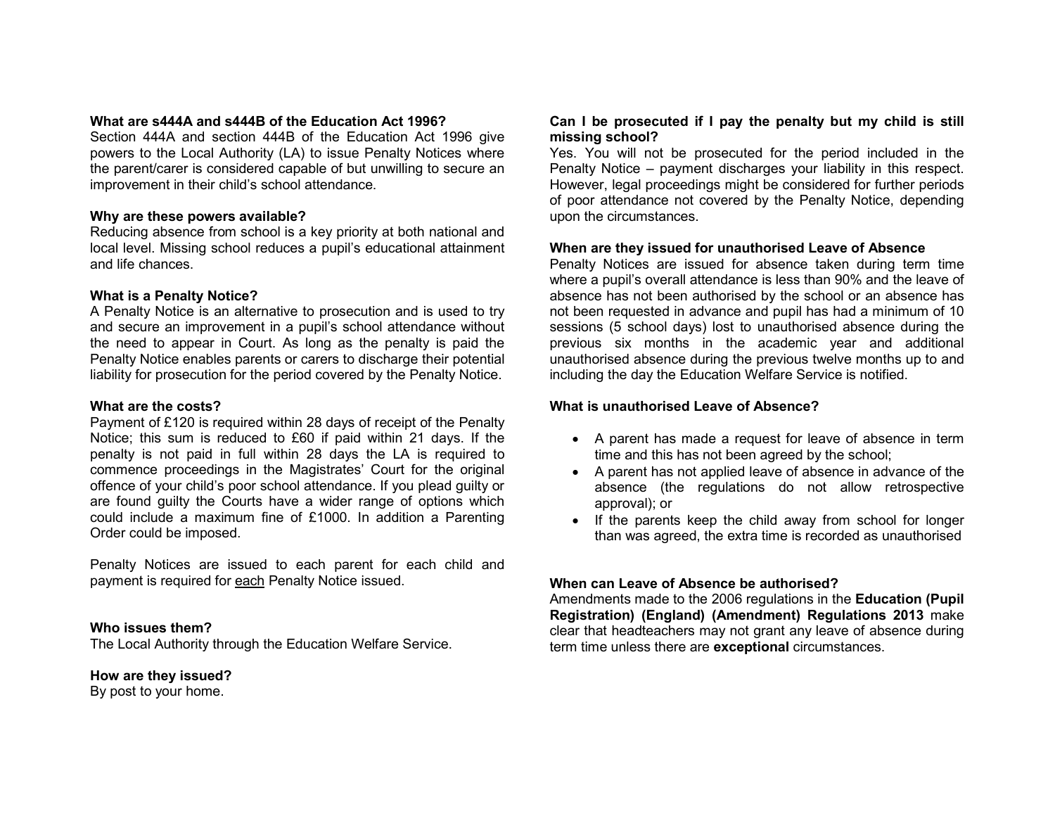**What are s444A and s444B of the Education Act 1996?**

Section 444A and section 444B of the Education Act 1996 give powers to the Local Authority (LA) to issue Penalty Notices where the parent/carer is considered capable of but unwilling to secure an improvement in their child's school attendance.

**Why are these powers available?**

Reducing absence from school is a key priority at both national and local level. Missing school reduces a pupil's educational attainment and life chances.

**What is a Penalty Notice?**

A Penalty Notice is an alternative to prosecution and is used to try and secure an improvement in a pupil's school attendance without the need to appear in Court. As long as the penalty is paid the Penalty Notice enables parents or carers to discharge their potential liability for prosecution for the period covered by the Penalty Notice.

**What are the costs?**

Payment of £120 is required within 28 days of receipt of the Penalty Notice; this sum is reduced to £60 if paid within 21 days. If the penalty is not paid in full within 28 days the LA is required to commence proceedings in the Magistrates' Court for the original offence of your child's poor school attendance. If you plead guilty or are found guilty the Courts have a wider range of options which could include a maximum fine of £1000. In addition a Parenting Order could be imposed.

Penalty Notices are issued to each parent for each child and payment is required for each Penalty Notice issued.

**Who issues them?**

The Local Authority through the Education Welfare Service.

**How are they issued?**

By post to your home.

**Can I be prosecuted if I pay the penalty but my child is still missing school?**

Yes. You will not be prosecuted for the period included in the Penalty Notice – payment discharges your liability in this respect. However, legal proceedings might be considered for further periods of poor attendance not covered by the Penalty Notice, depending upon the circumstances.

**When are they issued for unauthorised Leave of Absence**

Penalty Notices are issued for absence taken during term time where a pupil's overall attendance is less than 90% and the leave of absence has not been authorised by the school or an absence has not been requested in advance and pupil has had a minimum of 10 sessions (5 school days) lost to unauthorised absence during the previous six months in the academic year and additional unauthorised absence during the previous twelve months up to and including the day the Education Welfare Service is notified.

**What is unauthorised Leave of Absence?**

- A parent has made a request for leave of absence in term time and this has not been agreed by the school;
- A parent has not applied leave of absence in advance of the absence (the regulations do not allow retrospective approval); or
- If the parents keep the child away from school for longer than was agreed, the extra time is recorded as unauthorised

**When can Leave of Absence be authorised?**

Amendments made to the 2006 regulations in the **Education (Pupil Registration) (England) (Amendment) Regulations 2013** make clear that headteachers may not grant any leave of absence during term time unless there are **exceptional** circumstances.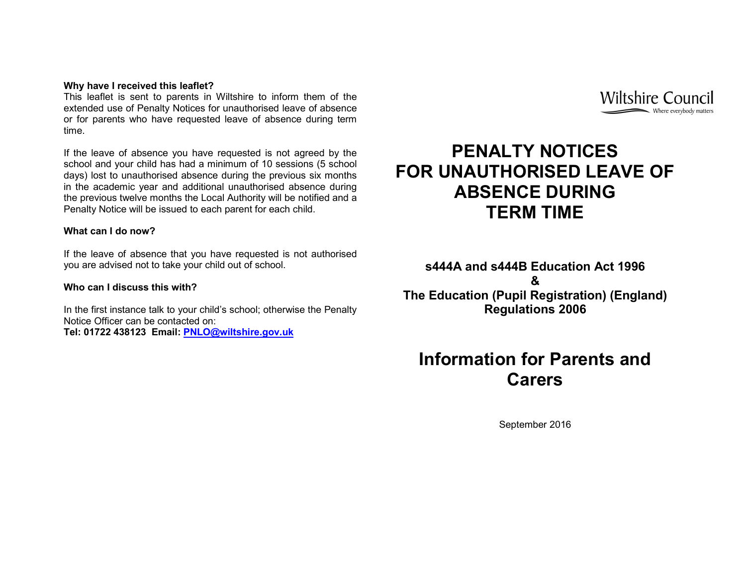**Why have I received this leaflet?**

This leaflet is sent to parents in Wiltshire to inform them of the extended use of Penalty Notices for unauthorised leave of absence or for parents who have requested leave of absence during term time.

If the leave of absence you have requested is not agreed by the school and your child has had a minimum of 10 sessions (5 school days) lost to unauthorised absence during the previous six months in the academic year and additional unauthorised absence during the previous twelve months the Local Authority will be notified and a Penalty Notice will be issued to each parent for each child.

**What can I do now?**

If the leave of absence that you have requested is not authorised you are advised not to take your child out of school.

**Who can I discuss this with?**

In the first instance talk to your child's school; otherwise the Penalty Notice Officer can be contacted on:
**Tel: 01722 438123 Email: PNLO@wiltshire.gov.uk**

Wiltshire Council
Where everybody matters

# PENALTY NOTICES FOR UNAUTHORISED LEAVE OF ABSENCE DURING TERM TIME

**s444A and s444B Education Act 1996**
**&**
**The Education (Pupil Registration) (England) Regulations 2006**

## Information for Parents and Carers

September 2016